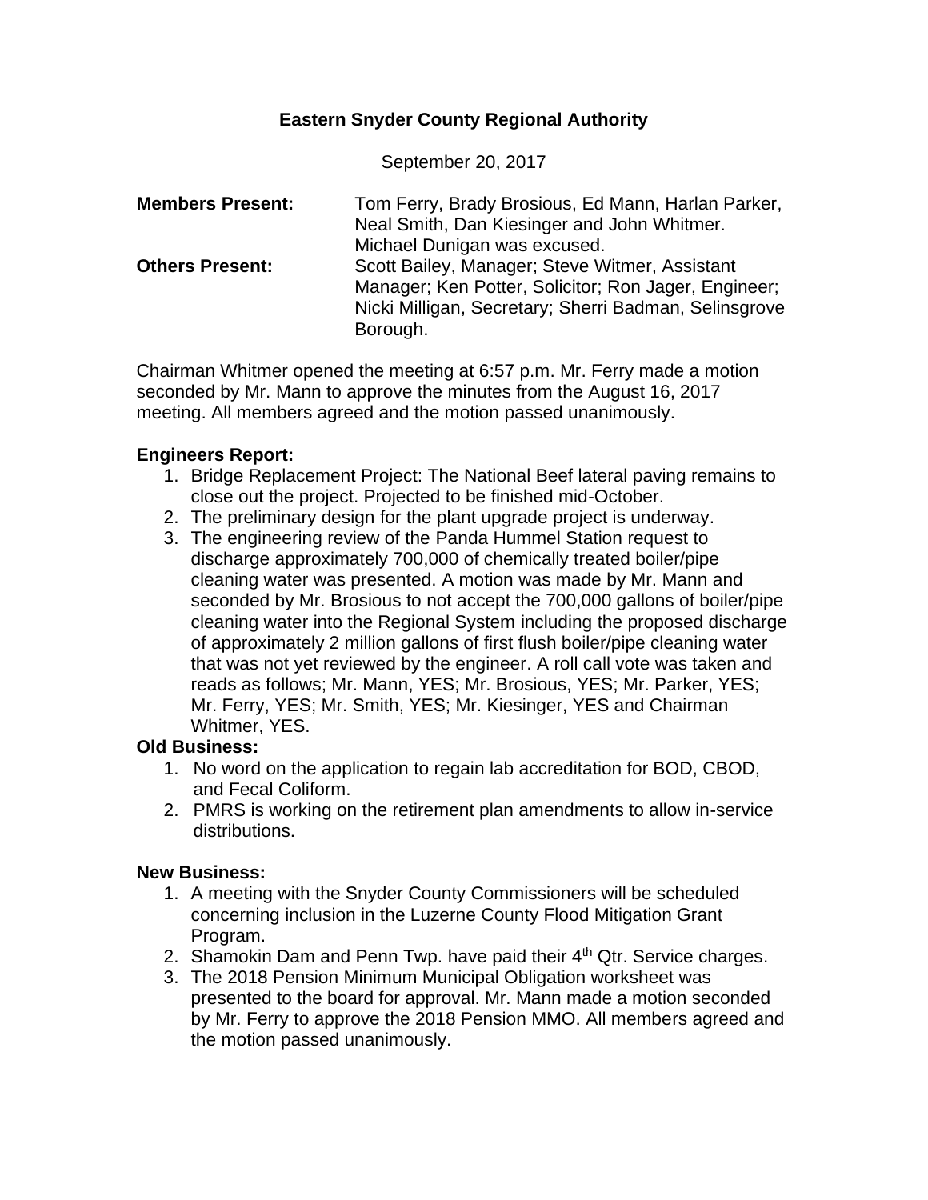# Eastern Snyder County Regional Authority

September 20, 2017

| | |
|---|---|
| **Members Present:** | Tom Ferry, Brady Brosious, Ed Mann, Harlan Parker, Neal Smith, Dan Kiesinger and John Whitmer. Michael Dunigan was excused. |
| **Others Present:** | Scott Bailey, Manager; Steve Witmer, Assistant Manager; Ken Potter, Solicitor; Ron Jager, Engineer; Nicki Milligan, Secretary; Sherri Badman, Selinsgrove Borough. |

Chairman Whitmer opened the meeting at 6:57 p.m. Mr. Ferry made a motion seconded by Mr. Mann to approve the minutes from the August 16, 2017 meeting. All members agreed and the motion passed unanimously.

**Engineers Report:**

1. Bridge Replacement Project: The National Beef lateral paving remains to close out the project. Projected to be finished mid-October.
2. The preliminary design for the plant upgrade project is underway.
3. The engineering review of the Panda Hummel Station request to discharge approximately 700,000 of chemically treated boiler/pipe cleaning water was presented. A motion was made by Mr. Mann and seconded by Mr. Brosious to not accept the 700,000 gallons of boiler/pipe cleaning water into the Regional System including the proposed discharge of approximately 2 million gallons of first flush boiler/pipe cleaning water that was not yet reviewed by the engineer. A roll call vote was taken and reads as follows; Mr. Mann, YES; Mr. Brosious, YES; Mr. Parker, YES; Mr. Ferry, YES; Mr. Smith, YES; Mr. Kiesinger, YES and Chairman Whitmer, YES.

**Old Business:**

1. No word on the application to regain lab accreditation for BOD, CBOD, and Fecal Coliform.
2. PMRS is working on the retirement plan amendments to allow in-service distributions.

**New Business:**

1. A meeting with the Snyder County Commissioners will be scheduled concerning inclusion in the Luzerne County Flood Mitigation Grant Program.
2. Shamokin Dam and Penn Twp. have paid their 4th Qtr. Service charges.
3. The 2018 Pension Minimum Municipal Obligation worksheet was presented to the board for approval. Mr. Mann made a motion seconded by Mr. Ferry to approve the 2018 Pension MMO. All members agreed and the motion passed unanimously.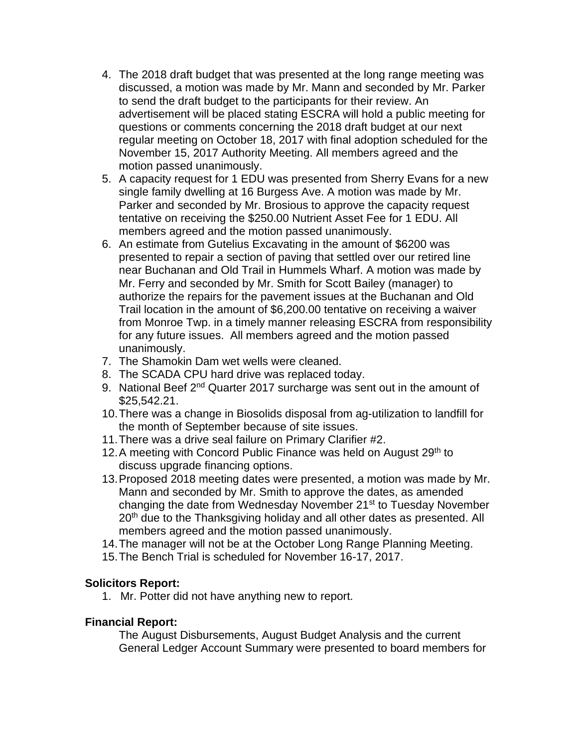4. The 2018 draft budget that was presented at the long range meeting was discussed, a motion was made by Mr. Mann and seconded by Mr. Parker to send the draft budget to the participants for their review. An advertisement will be placed stating ESCRA will hold a public meeting for questions or comments concerning the 2018 draft budget at our next regular meeting on October 18, 2017 with final adoption scheduled for the November 15, 2017 Authority Meeting. All members agreed and the motion passed unanimously.
5. A capacity request for 1 EDU was presented from Sherry Evans for a new single family dwelling at 16 Burgess Ave. A motion was made by Mr. Parker and seconded by Mr. Brosious to approve the capacity request tentative on receiving the $250.00 Nutrient Asset Fee for 1 EDU. All members agreed and the motion passed unanimously.
6. An estimate from Gutelius Excavating in the amount of $6200 was presented to repair a section of paving that settled over our retired line near Buchanan and Old Trail in Hummels Wharf. A motion was made by Mr. Ferry and seconded by Mr. Smith for Scott Bailey (manager) to authorize the repairs for the pavement issues at the Buchanan and Old Trail location in the amount of $6,200.00 tentative on receiving a waiver from Monroe Twp. in a timely manner releasing ESCRA from responsibility for any future issues. All members agreed and the motion passed unanimously.
7. The Shamokin Dam wet wells were cleaned.
8. The SCADA CPU hard drive was replaced today.
9. National Beef 2nd Quarter 2017 surcharge was sent out in the amount of $25,542.21.
10. There was a change in Biosolids disposal from ag-utilization to landfill for the month of September because of site issues.
11. There was a drive seal failure on Primary Clarifier #2.
12. A meeting with Concord Public Finance was held on August 29th to discuss upgrade financing options.
13. Proposed 2018 meeting dates were presented, a motion was made by Mr. Mann and seconded by Mr. Smith to approve the dates, as amended changing the date from Wednesday November 21st to Tuesday November 20th due to the Thanksgiving holiday and all other dates as presented. All members agreed and the motion passed unanimously.
14. The manager will not be at the October Long Range Planning Meeting.
15. The Bench Trial is scheduled for November 16-17, 2017.

**Solicitors Report:**

1. Mr. Potter did not have anything new to report.

**Financial Report:**

The August Disbursements, August Budget Analysis and the current General Ledger Account Summary were presented to board members for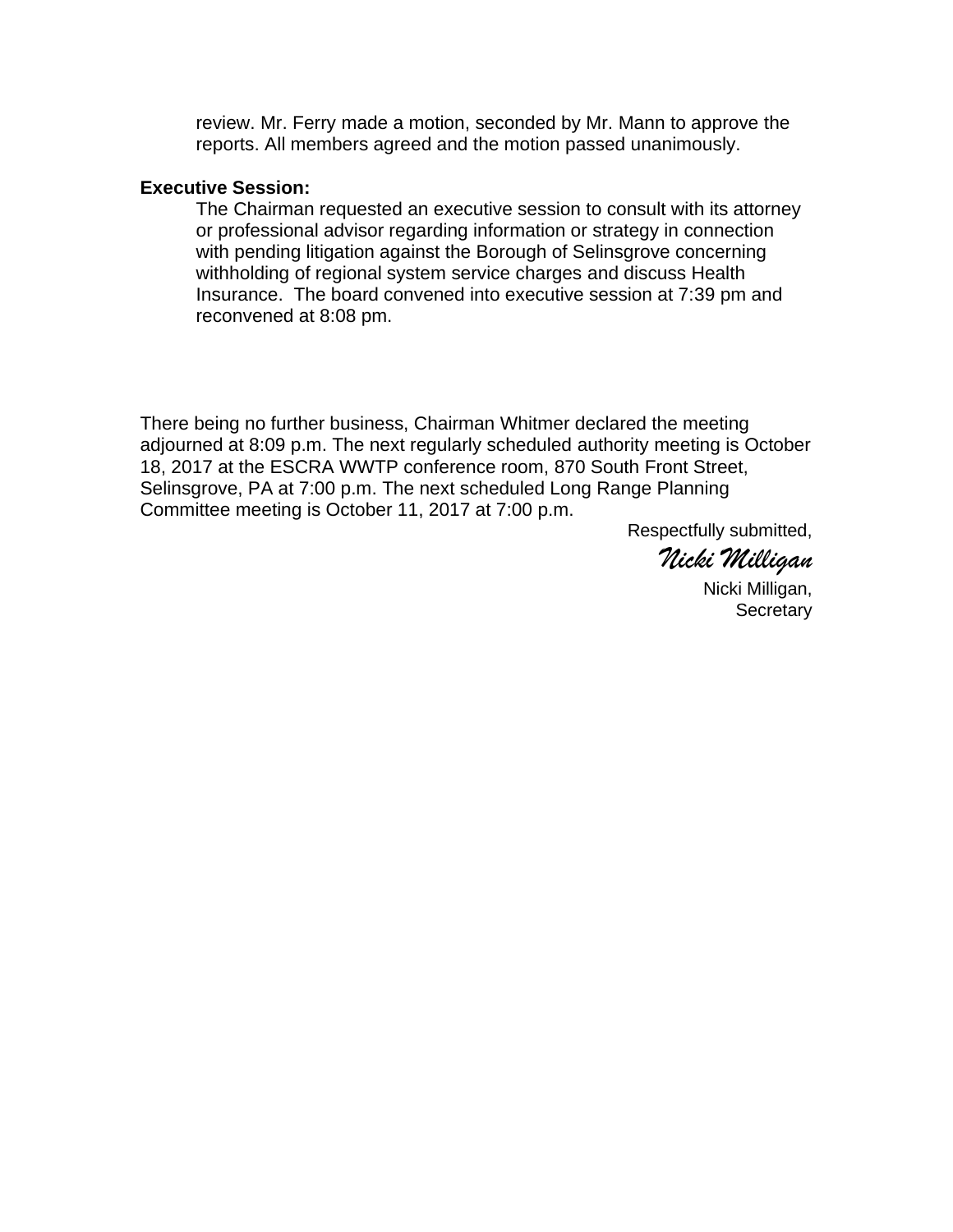review. Mr. Ferry made a motion, seconded by Mr. Mann to approve the reports. All members agreed and the motion passed unanimously.

**Executive Session:**

The Chairman requested an executive session to consult with its attorney or professional advisor regarding information or strategy in connection with pending litigation against the Borough of Selinsgrove concerning withholding of regional system service charges and discuss Health Insurance. The board convened into executive session at 7:39 pm and reconvened at 8:08 pm.

There being no further business, Chairman Whitmer declared the meeting adjourned at 8:09 p.m. The next regularly scheduled authority meeting is October 18, 2017 at the ESCRA WWTP conference room, 870 South Front Street, Selinsgrove, PA at 7:00 p.m. The next scheduled Long Range Planning Committee meeting is October 11, 2017 at 7:00 p.m.

Respectfully submitted,

*Nicki Milligan*

Nicki Milligan,
Secretary